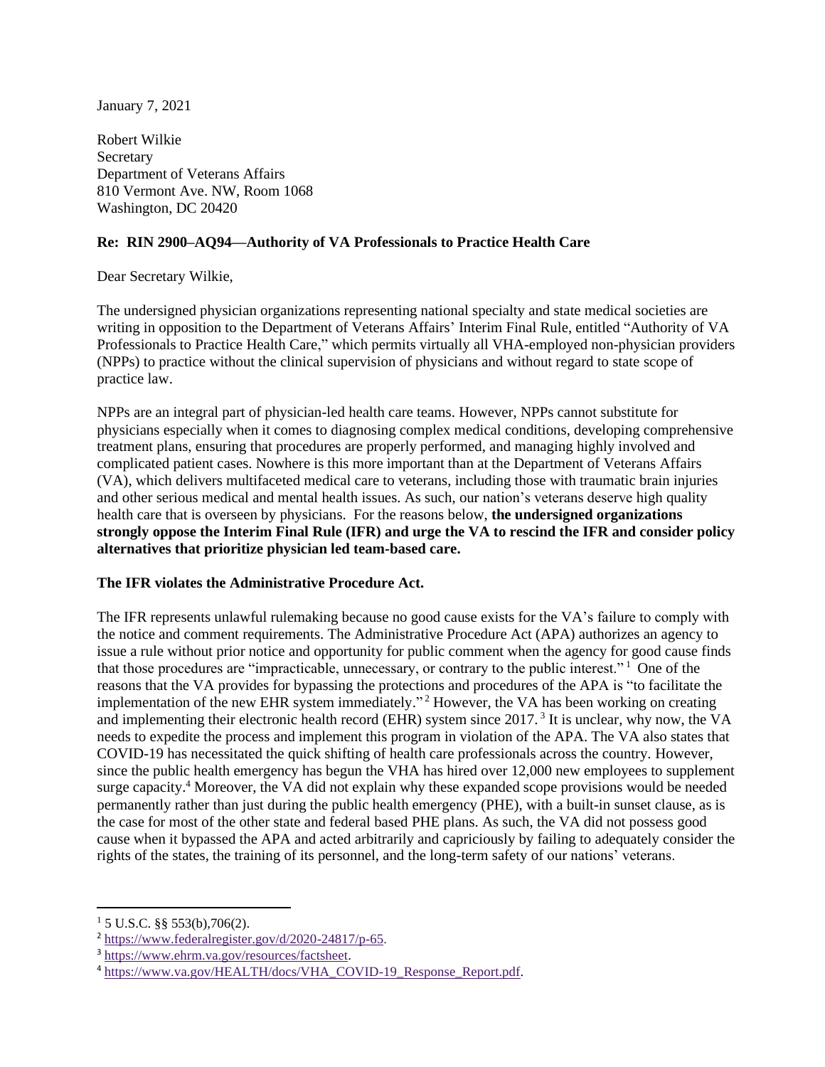January 7, 2021

Robert Wilkie  
Secretary  
Department of Veterans Affairs  
810 Vermont Ave. NW, Room 1068  
Washington, DC 20420

**Re: RIN 2900–AQ94—Authority of VA Professionals to Practice Health Care**

Dear Secretary Wilkie,

The undersigned physician organizations representing national specialty and state medical societies are writing in opposition to the Department of Veterans Affairs' Interim Final Rule, entitled "Authority of VA Professionals to Practice Health Care," which permits virtually all VHA-employed non-physician providers (NPPs) to practice without the clinical supervision of physicians and without regard to state scope of practice law.

NPPs are an integral part of physician-led health care teams. However, NPPs cannot substitute for physicians especially when it comes to diagnosing complex medical conditions, developing comprehensive treatment plans, ensuring that procedures are properly performed, and managing highly involved and complicated patient cases. Nowhere is this more important than at the Department of Veterans Affairs (VA), which delivers multifaceted medical care to veterans, including those with traumatic brain injuries and other serious medical and mental health issues. As such, our nation's veterans deserve high quality health care that is overseen by physicians. For the reasons below, **the undersigned organizations strongly oppose the Interim Final Rule (IFR) and urge the VA to rescind the IFR and consider policy alternatives that prioritize physician led team-based care.**

**The IFR violates the Administrative Procedure Act.**

The IFR represents unlawful rulemaking because no good cause exists for the VA's failure to comply with the notice and comment requirements. The Administrative Procedure Act (APA) authorizes an agency to issue a rule without prior notice and opportunity for public comment when the agency for good cause finds that those procedures are "impracticable, unnecessary, or contrary to the public interest."[1] One of the reasons that the VA provides for bypassing the protections and procedures of the APA is "to facilitate the implementation of the new EHR system immediately."[2] However, the VA has been working on creating and implementing their electronic health record (EHR) system since 2017.[3] It is unclear, why now, the VA needs to expedite the process and implement this program in violation of the APA. The VA also states that COVID-19 has necessitated the quick shifting of health care professionals across the country. However, since the public health emergency has begun the VHA has hired over 12,000 new employees to supplement surge capacity.[4] Moreover, the VA did not explain why these expanded scope provisions would be needed permanently rather than just during the public health emergency (PHE), with a built-in sunset clause, as is the case for most of the other state and federal based PHE plans. As such, the VA did not possess good cause when it bypassed the APA and acted arbitrarily and capriciously by failing to adequately consider the rights of the states, the training of its personnel, and the long-term safety of our nations' veterans.

---

[1] 5 U.S.C. §§ 553(b),706(2).

[2] https://www.federalregister.gov/d/2020-24817/p-65.

[3] https://www.ehrm.va.gov/resources/factsheet.

[4] https://www.va.gov/HEALTH/docs/VHA_COVID-19_Response_Report.pdf.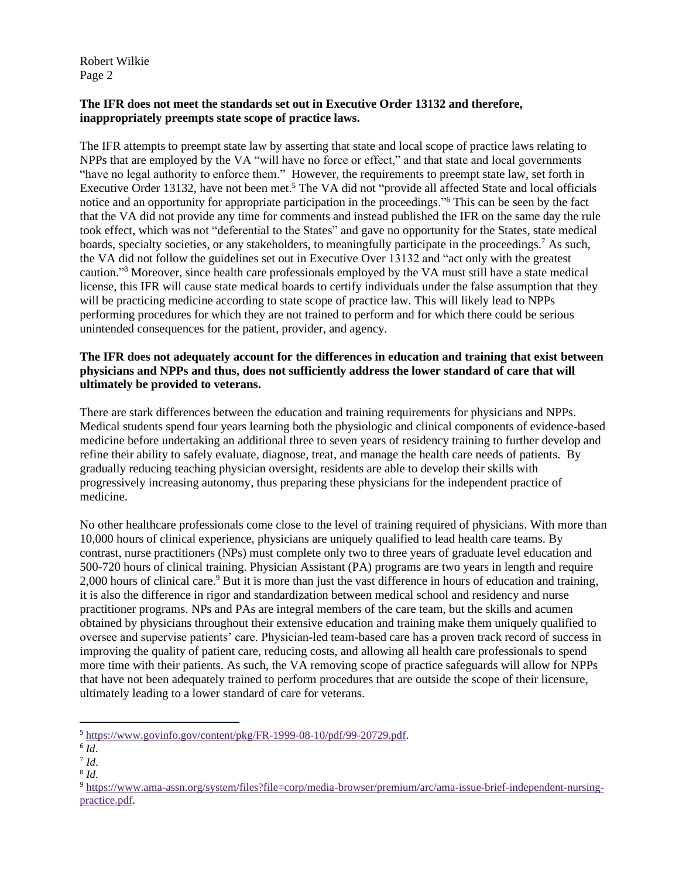**The IFR does not meet the standards set out in Executive Order 13132 and therefore, inappropriately preempts state scope of practice laws.**

The IFR attempts to preempt state law by asserting that state and local scope of practice laws relating to NPPs that are employed by the VA "will have no force or effect," and that state and local governments "have no legal authority to enforce them." However, the requirements to preempt state law, set forth in Executive Order 13132, have not been met.[5] The VA did not "provide all affected State and local officials notice and an opportunity for appropriate participation in the proceedings."[6] This can be seen by the fact that the VA did not provide any time for comments and instead published the IFR on the same day the rule took effect, which was not "deferential to the States" and gave no opportunity for the States, state medical boards, specialty societies, or any stakeholders, to meaningfully participate in the proceedings.[7] As such, the VA did not follow the guidelines set out in Executive Over 13132 and "act only with the greatest caution."[8] Moreover, since health care professionals employed by the VA must still have a state medical license, this IFR will cause state medical boards to certify individuals under the false assumption that they will be practicing medicine according to state scope of practice law. This will likely lead to NPPs performing procedures for which they are not trained to perform and for which there could be serious unintended consequences for the patient, provider, and agency.

**The IFR does not adequately account for the differences in education and training that exist between physicians and NPPs and thus, does not sufficiently address the lower standard of care that will ultimately be provided to veterans.**

There are stark differences between the education and training requirements for physicians and NPPs. Medical students spend four years learning both the physiologic and clinical components of evidence-based medicine before undertaking an additional three to seven years of residency training to further develop and refine their ability to safely evaluate, diagnose, treat, and manage the health care needs of patients. By gradually reducing teaching physician oversight, residents are able to develop their skills with progressively increasing autonomy, thus preparing these physicians for the independent practice of medicine.

No other healthcare professionals come close to the level of training required of physicians. With more than 10,000 hours of clinical experience, physicians are uniquely qualified to lead health care teams. By contrast, nurse practitioners (NPs) must complete only two to three years of graduate level education and 500-720 hours of clinical training. Physician Assistant (PA) programs are two years in length and require 2,000 hours of clinical care.[9] But it is more than just the vast difference in hours of education and training, it is also the difference in rigor and standardization between medical school and residency and nurse practitioner programs. NPs and PAs are integral members of the care team, but the skills and acumen obtained by physicians throughout their extensive education and training make them uniquely qualified to oversee and supervise patients' care. Physician-led team-based care has a proven track record of success in improving the quality of patient care, reducing costs, and allowing all health care professionals to spend more time with their patients. As such, the VA removing scope of practice safeguards will allow for NPPs that have not been adequately trained to perform procedures that are outside the scope of their licensure, ultimately leading to a lower standard of care for veterans.

---

[5] https://www.govinfo.gov/content/pkg/FR-1999-08-10/pdf/99-20729.pdf.

[6] *Id*.

[7] *Id*.

[8] *Id*.

[9] https://www.ama-assn.org/system/files?file=corp/media-browser/premium/arc/ama-issue-brief-independent-nursing-practice.pdf.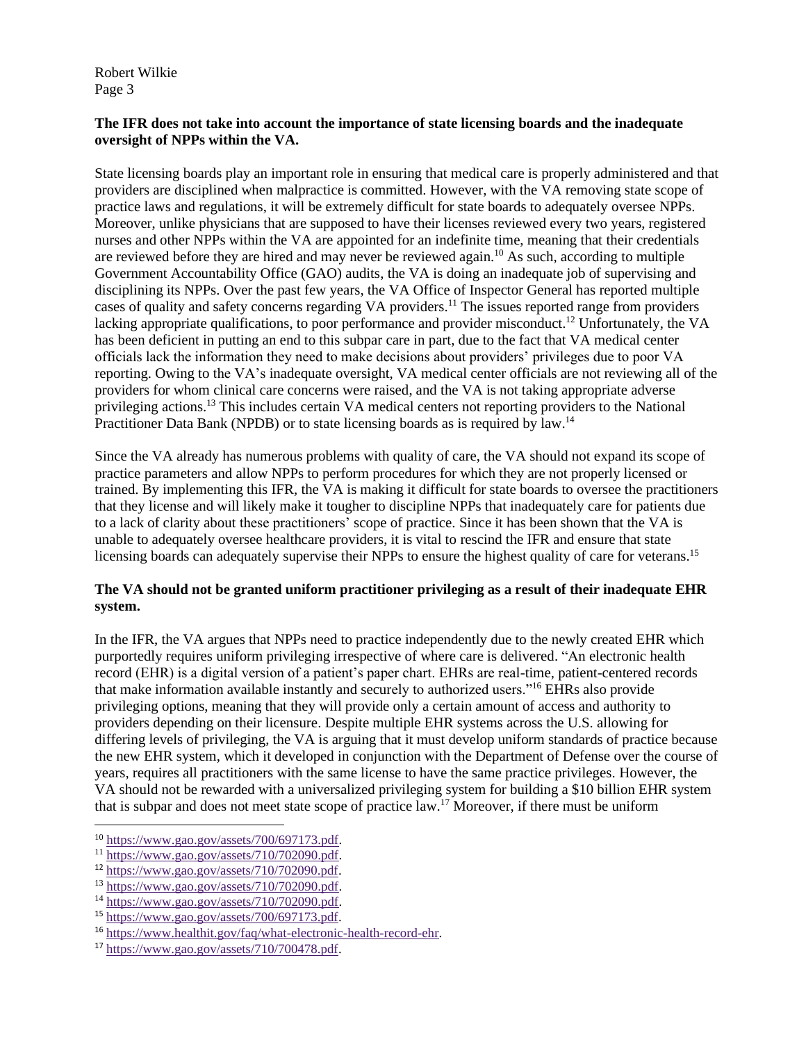**The IFR does not take into account the importance of state licensing boards and the inadequate oversight of NPPs within the VA.**

State licensing boards play an important role in ensuring that medical care is properly administered and that providers are disciplined when malpractice is committed. However, with the VA removing state scope of practice laws and regulations, it will be extremely difficult for state boards to adequately oversee NPPs. Moreover, unlike physicians that are supposed to have their licenses reviewed every two years, registered nurses and other NPPs within the VA are appointed for an indefinite time, meaning that their credentials are reviewed before they are hired and may never be reviewed again.[10] As such, according to multiple Government Accountability Office (GAO) audits, the VA is doing an inadequate job of supervising and disciplining its NPPs. Over the past few years, the VA Office of Inspector General has reported multiple cases of quality and safety concerns regarding VA providers.[11] The issues reported range from providers lacking appropriate qualifications, to poor performance and provider misconduct.[12] Unfortunately, the VA has been deficient in putting an end to this subpar care in part, due to the fact that VA medical center officials lack the information they need to make decisions about providers' privileges due to poor VA reporting. Owing to the VA's inadequate oversight, VA medical center officials are not reviewing all of the providers for whom clinical care concerns were raised, and the VA is not taking appropriate adverse privileging actions.[13] This includes certain VA medical centers not reporting providers to the National Practitioner Data Bank (NPDB) or to state licensing boards as is required by law.[14]

Since the VA already has numerous problems with quality of care, the VA should not expand its scope of practice parameters and allow NPPs to perform procedures for which they are not properly licensed or trained. By implementing this IFR, the VA is making it difficult for state boards to oversee the practitioners that they license and will likely make it tougher to discipline NPPs that inadequately care for patients due to a lack of clarity about these practitioners' scope of practice. Since it has been shown that the VA is unable to adequately oversee healthcare providers, it is vital to rescind the IFR and ensure that state licensing boards can adequately supervise their NPPs to ensure the highest quality of care for veterans.[15]

**The VA should not be granted uniform practitioner privileging as a result of their inadequate EHR system.**

In the IFR, the VA argues that NPPs need to practice independently due to the newly created EHR which purportedly requires uniform privileging irrespective of where care is delivered. "An electronic health record (EHR) is a digital version of a patient's paper chart. EHRs are real-time, patient-centered records that make information available instantly and securely to authorized users."[16] EHRs also provide privileging options, meaning that they will provide only a certain amount of access and authority to providers depending on their licensure. Despite multiple EHR systems across the U.S. allowing for differing levels of privileging, the VA is arguing that it must develop uniform standards of practice because the new EHR system, which it developed in conjunction with the Department of Defense over the course of years, requires all practitioners with the same license to have the same practice privileges. However, the VA should not be rewarded with a universalized privileging system for building a $10 billion EHR system that is subpar and does not meet state scope of practice law.[17] Moreover, if there must be uniform

---

[10] https://www.gao.gov/assets/700/697173.pdf.

[11] https://www.gao.gov/assets/710/702090.pdf.

[12] https://www.gao.gov/assets/710/702090.pdf.

[13] https://www.gao.gov/assets/710/702090.pdf.

[14] https://www.gao.gov/assets/710/702090.pdf.

[15] https://www.gao.gov/assets/700/697173.pdf.

[16] https://www.healthit.gov/faq/what-electronic-health-record-ehr.

[17] https://www.gao.gov/assets/710/700478.pdf.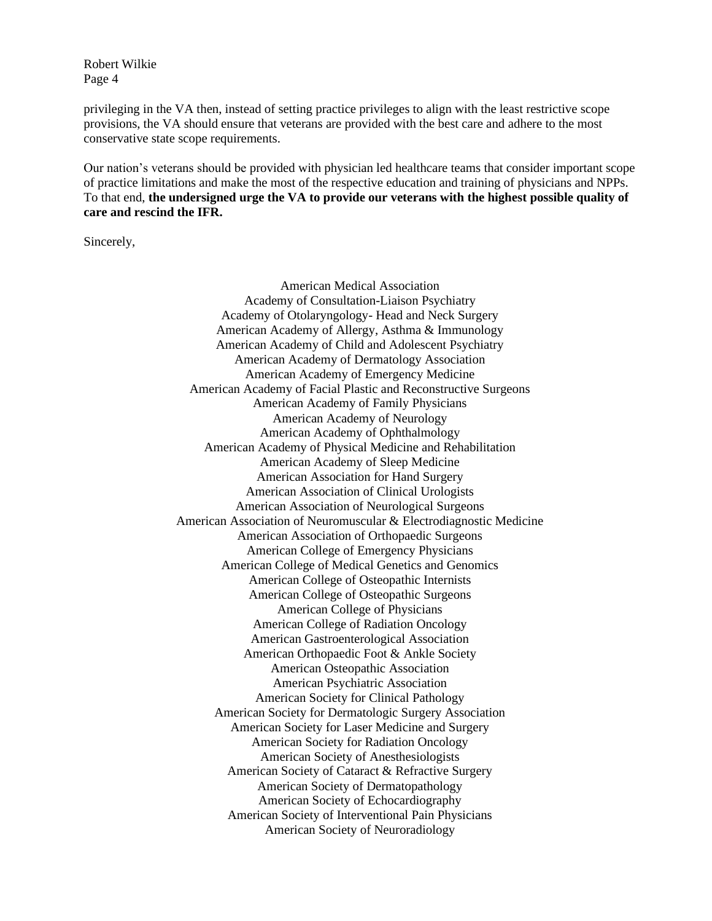privileging in the VA then, instead of setting practice privileges to align with the least restrictive scope provisions, the VA should ensure that veterans are provided with the best care and adhere to the most conservative state scope requirements.

Our nation's veterans should be provided with physician led healthcare teams that consider important scope of practice limitations and make the most of the respective education and training of physicians and NPPs. To that end, **the undersigned urge the VA to provide our veterans with the highest possible quality of care and rescind the IFR.**

Sincerely,

American Medical Association
Academy of Consultation-Liaison Psychiatry
Academy of Otolaryngology- Head and Neck Surgery
American Academy of Allergy, Asthma & Immunology
American Academy of Child and Adolescent Psychiatry
American Academy of Dermatology Association
American Academy of Emergency Medicine
American Academy of Facial Plastic and Reconstructive Surgeons
American Academy of Family Physicians
American Academy of Neurology
American Academy of Ophthalmology
American Academy of Physical Medicine and Rehabilitation
American Academy of Sleep Medicine
American Association for Hand Surgery
American Association of Clinical Urologists
American Association of Neurological Surgeons
American Association of Neuromuscular & Electrodiagnostic Medicine
American Association of Orthopaedic Surgeons
American College of Emergency Physicians
American College of Medical Genetics and Genomics
American College of Osteopathic Internists
American College of Osteopathic Surgeons
American College of Physicians
American College of Radiation Oncology
American Gastroenterological Association
American Orthopaedic Foot & Ankle Society
American Osteopathic Association
American Psychiatric Association
American Society for Clinical Pathology
American Society for Dermatologic Surgery Association
American Society for Laser Medicine and Surgery
American Society for Radiation Oncology
American Society of Anesthesiologists
American Society of Cataract & Refractive Surgery
American Society of Dermatopathology
American Society of Echocardiography
American Society of Interventional Pain Physicians
American Society of Neuroradiology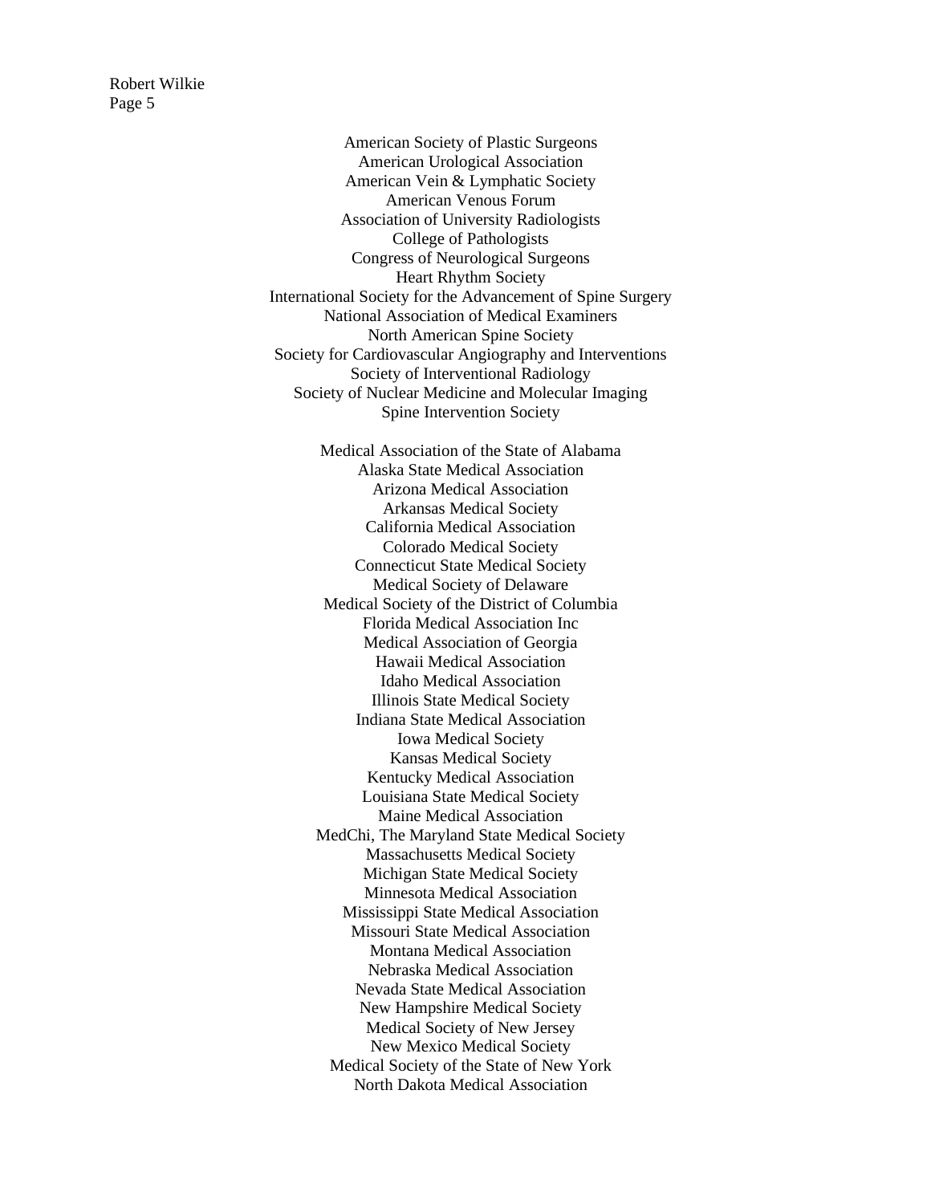American Society of Plastic Surgeons
American Urological Association
American Vein & Lymphatic Society
American Venous Forum
Association of University Radiologists
College of Pathologists
Congress of Neurological Surgeons
Heart Rhythm Society
International Society for the Advancement of Spine Surgery
National Association of Medical Examiners
North American Spine Society
Society for Cardiovascular Angiography and Interventions
Society of Interventional Radiology
Society of Nuclear Medicine and Molecular Imaging
Spine Intervention Society

Medical Association of the State of Alabama
Alaska State Medical Association
Arizona Medical Association
Arkansas Medical Society
California Medical Association
Colorado Medical Society
Connecticut State Medical Society
Medical Society of Delaware
Medical Society of the District of Columbia
Florida Medical Association Inc
Medical Association of Georgia
Hawaii Medical Association
Idaho Medical Association
Illinois State Medical Society
Indiana State Medical Association
Iowa Medical Society
Kansas Medical Society
Kentucky Medical Association
Louisiana State Medical Society
Maine Medical Association
MedChi, The Maryland State Medical Society
Massachusetts Medical Society
Michigan State Medical Society
Minnesota Medical Association
Mississippi State Medical Association
Missouri State Medical Association
Montana Medical Association
Nebraska Medical Association
Nevada State Medical Association
New Hampshire Medical Society
Medical Society of New Jersey
New Mexico Medical Society
Medical Society of the State of New York
North Dakota Medical Association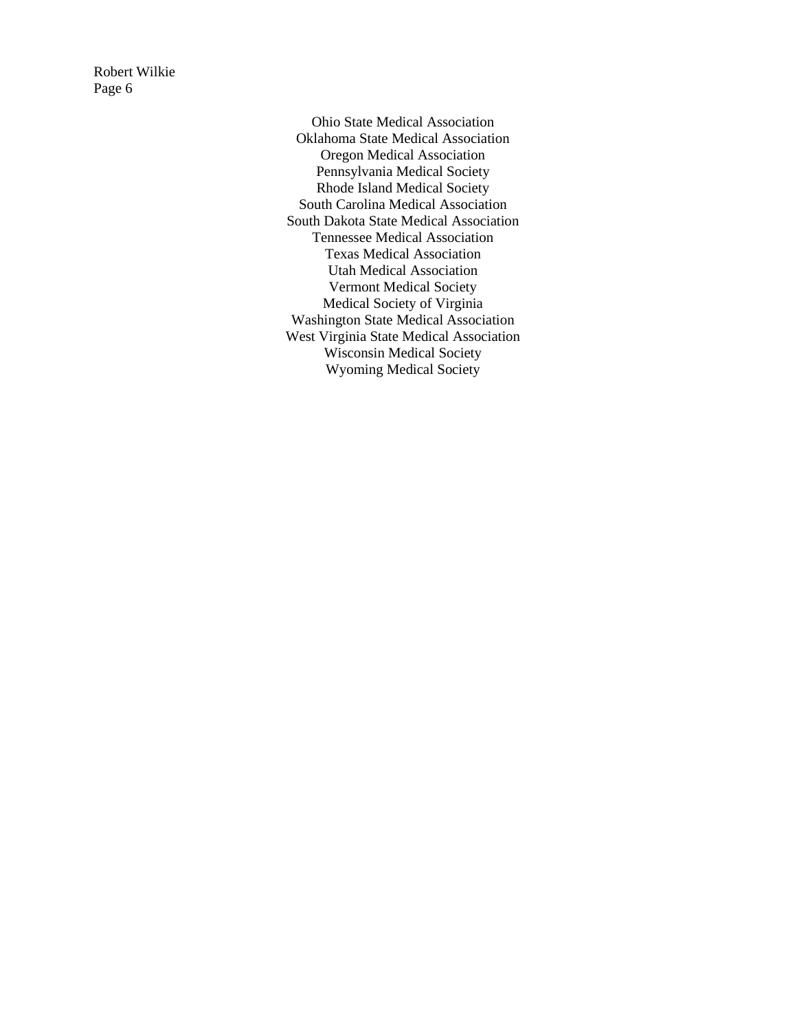Ohio State Medical Association
Oklahoma State Medical Association
Oregon Medical Association
Pennsylvania Medical Society
Rhode Island Medical Society
South Carolina Medical Association
South Dakota State Medical Association
Tennessee Medical Association
Texas Medical Association
Utah Medical Association
Vermont Medical Society
Medical Society of Virginia
Washington State Medical Association
West Virginia State Medical Association
Wisconsin Medical Society
Wyoming Medical Society